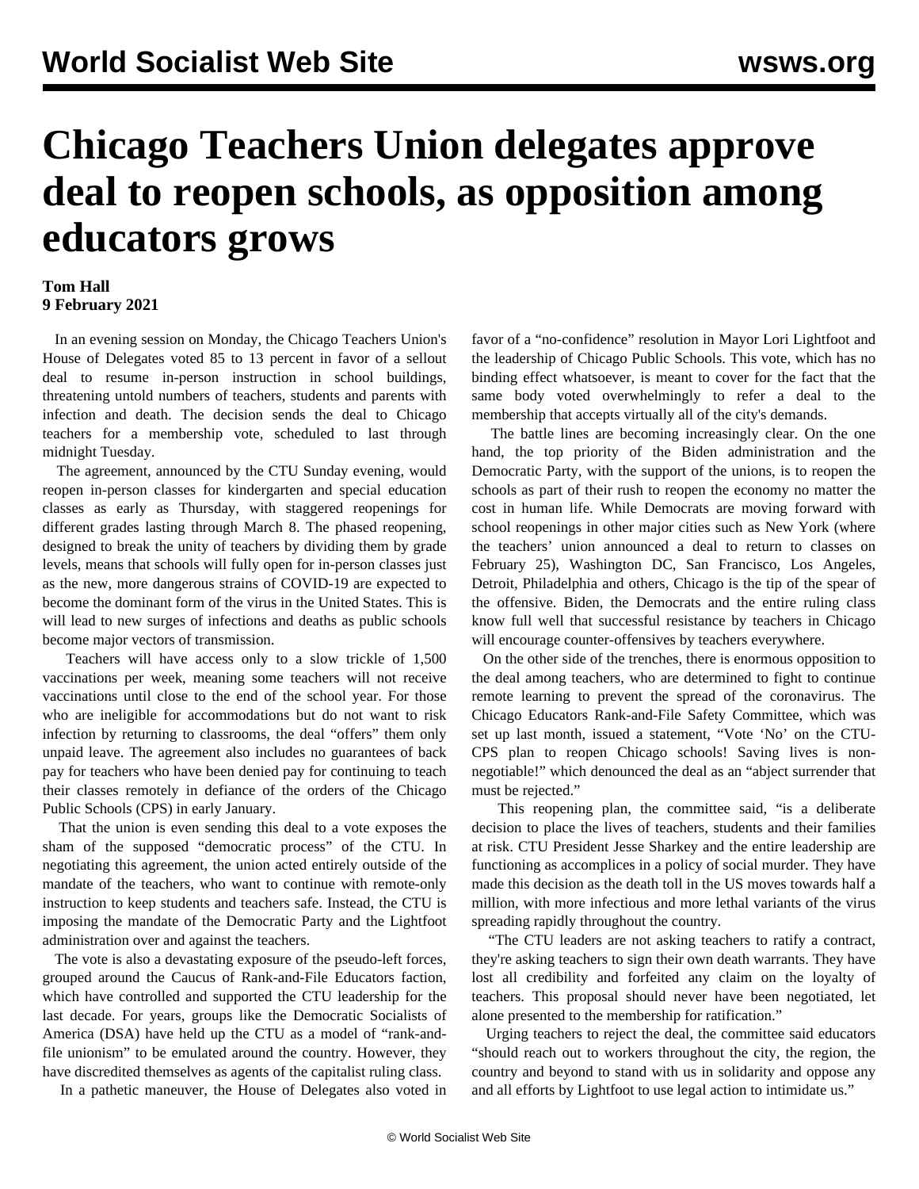# Chicago Teachers Union delegates approve deal to reopen schools, as opposition among educators grows

**Tom Hall**
**9 February 2021**

In an evening session on Monday, the Chicago Teachers Union's House of Delegates voted 85 to 13 percent in favor of a sellout deal to resume in-person instruction in school buildings, threatening untold numbers of teachers, students and parents with infection and death. The decision sends the deal to Chicago teachers for a membership vote, scheduled to last through midnight Tuesday.

The agreement, announced by the CTU Sunday evening, would reopen in-person classes for kindergarten and special education classes as early as Thursday, with staggered reopenings for different grades lasting through March 8. The phased reopening, designed to break the unity of teachers by dividing them by grade levels, means that schools will fully open for in-person classes just as the new, more dangerous strains of COVID-19 are expected to become the dominant form of the virus in the United States. This is will lead to new surges of infections and deaths as public schools become major vectors of transmission.

Teachers will have access only to a slow trickle of 1,500 vaccinations per week, meaning some teachers will not receive vaccinations until close to the end of the school year. For those who are ineligible for accommodations but do not want to risk infection by returning to classrooms, the deal "offers" them only unpaid leave. The agreement also includes no guarantees of back pay for teachers who have been denied pay for continuing to teach their classes remotely in defiance of the orders of the Chicago Public Schools (CPS) in early January.

That the union is even sending this deal to a vote exposes the sham of the supposed "democratic process" of the CTU. In negotiating this agreement, the union acted entirely outside of the mandate of the teachers, who want to continue with remote-only instruction to keep students and teachers safe. Instead, the CTU is imposing the mandate of the Democratic Party and the Lightfoot administration over and against the teachers.

The vote is also a devastating exposure of the pseudo-left forces, grouped around the Caucus of Rank-and-File Educators faction, which have controlled and supported the CTU leadership for the last decade. For years, groups like the Democratic Socialists of America (DSA) have held up the CTU as a model of "rank-and-file unionism" to be emulated around the country. However, they have discredited themselves as agents of the capitalist ruling class.

In a pathetic maneuver, the House of Delegates also voted in favor of a "no-confidence" resolution in Mayor Lori Lightfoot and the leadership of Chicago Public Schools. This vote, which has no binding effect whatsoever, is meant to cover for the fact that the same body voted overwhelmingly to refer a deal to the membership that accepts virtually all of the city's demands.

The battle lines are becoming increasingly clear. On the one hand, the top priority of the Biden administration and the Democratic Party, with the support of the unions, is to reopen the schools as part of their rush to reopen the economy no matter the cost in human life. While Democrats are moving forward with school reopenings in other major cities such as New York (where the teachers' union announced a deal to return to classes on February 25), Washington DC, San Francisco, Los Angeles, Detroit, Philadelphia and others, Chicago is the tip of the spear of the offensive. Biden, the Democrats and the entire ruling class know full well that successful resistance by teachers in Chicago will encourage counter-offensives by teachers everywhere.

On the other side of the trenches, there is enormous opposition to the deal among teachers, who are determined to fight to continue remote learning to prevent the spread of the coronavirus. The Chicago Educators Rank-and-File Safety Committee, which was set up last month, issued a statement, "Vote 'No' on the CTU-CPS plan to reopen Chicago schools! Saving lives is non-negotiable!" which denounced the deal as an "abject surrender that must be rejected."

This reopening plan, the committee said, "is a deliberate decision to place the lives of teachers, students and their families at risk. CTU President Jesse Sharkey and the entire leadership are functioning as accomplices in a policy of social murder. They have made this decision as the death toll in the US moves towards half a million, with more infectious and more lethal variants of the virus spreading rapidly throughout the country.

"The CTU leaders are not asking teachers to ratify a contract, they're asking teachers to sign their own death warrants. They have lost all credibility and forfeited any claim on the loyalty of teachers. This proposal should never have been negotiated, let alone presented to the membership for ratification."

Urging teachers to reject the deal, the committee said educators "should reach out to workers throughout the city, the region, the country and beyond to stand with us in solidarity and oppose any and all efforts by Lightfoot to use legal action to intimidate us."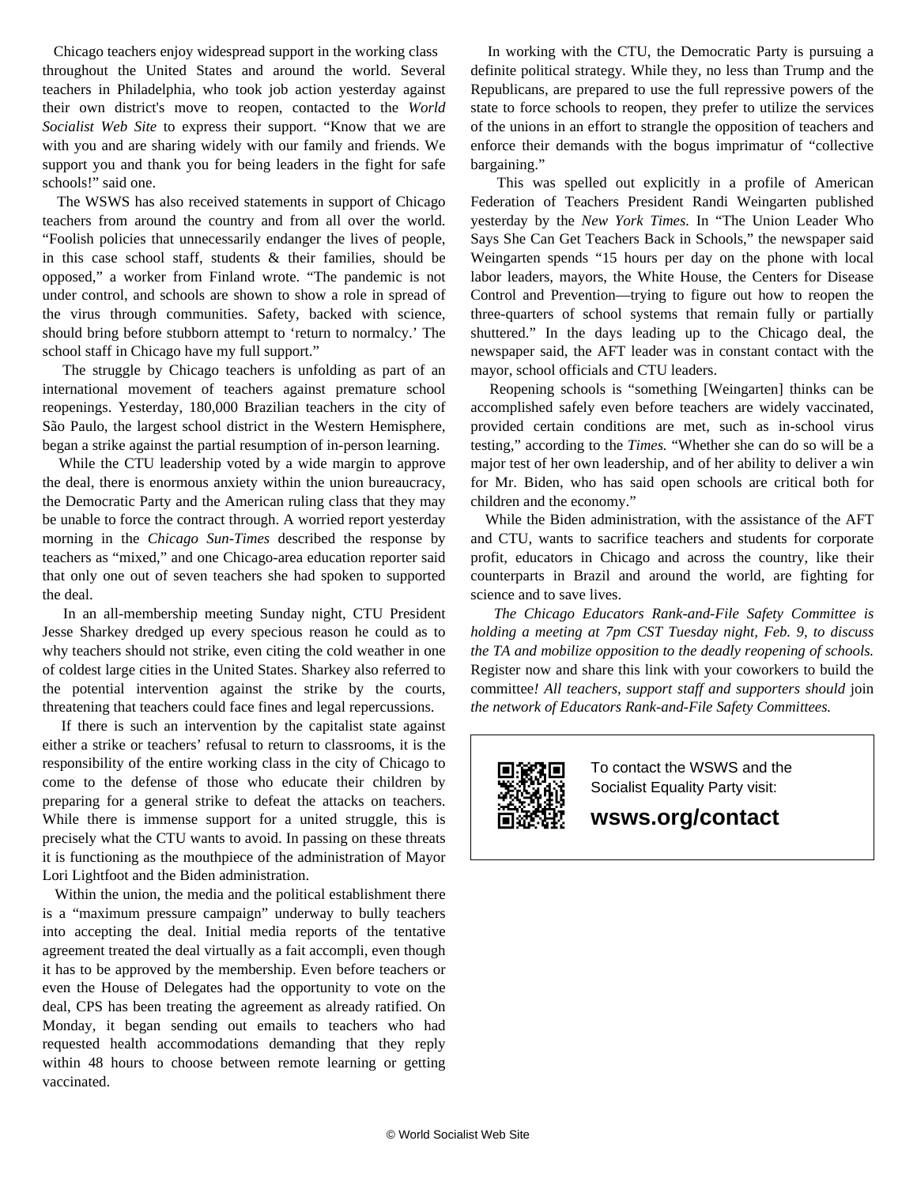Chicago teachers enjoy widespread support in the working class throughout the United States and around the world. Several teachers in Philadelphia, who took job action yesterday against their own district's move to reopen, contacted to the *World Socialist Web Site* to express their support. "Know that we are with you and are sharing widely with our family and friends. We support you and thank you for being leaders in the fight for safe schools!" said one.

The WSWS has also received statements in support of Chicago teachers from around the country and from all over the world. "Foolish policies that unnecessarily endanger the lives of people, in this case school staff, students & their families, should be opposed," a worker from Finland wrote. "The pandemic is not under control, and schools are shown to show a role in spread of the virus through communities. Safety, backed with science, should bring before stubborn attempt to 'return to normalcy.' The school staff in Chicago have my full support."

The struggle by Chicago teachers is unfolding as part of an international movement of teachers against premature school reopenings. Yesterday, 180,000 Brazilian teachers in the city of São Paulo, the largest school district in the Western Hemisphere, began a strike against the partial resumption of in-person learning.

While the CTU leadership voted by a wide margin to approve the deal, there is enormous anxiety within the union bureaucracy, the Democratic Party and the American ruling class that they may be unable to force the contract through. A worried report yesterday morning in the *Chicago Sun-Times* described the response by teachers as "mixed," and one Chicago-area education reporter said that only one out of seven teachers she had spoken to supported the deal.

In an all-membership meeting Sunday night, CTU President Jesse Sharkey dredged up every specious reason he could as to why teachers should not strike, even citing the cold weather in one of coldest large cities in the United States. Sharkey also referred to the potential intervention against the strike by the courts, threatening that teachers could face fines and legal repercussions.

If there is such an intervention by the capitalist state against either a strike or teachers' refusal to return to classrooms, it is the responsibility of the entire working class in the city of Chicago to come to the defense of those who educate their children by preparing for a general strike to defeat the attacks on teachers. While there is immense support for a united struggle, this is precisely what the CTU wants to avoid. In passing on these threats it is functioning as the mouthpiece of the administration of Mayor Lori Lightfoot and the Biden administration.

Within the union, the media and the political establishment there is a "maximum pressure campaign" underway to bully teachers into accepting the deal. Initial media reports of the tentative agreement treated the deal virtually as a fait accompli, even though it has to be approved by the membership. Even before teachers or even the House of Delegates had the opportunity to vote on the deal, CPS has been treating the agreement as already ratified. On Monday, it began sending out emails to teachers who had requested health accommodations demanding that they reply within 48 hours to choose between remote learning or getting vaccinated.

In working with the CTU, the Democratic Party is pursuing a definite political strategy. While they, no less than Trump and the Republicans, are prepared to use the full repressive powers of the state to force schools to reopen, they prefer to utilize the services of the unions in an effort to strangle the opposition of teachers and enforce their demands with the bogus imprimatur of "collective bargaining."

This was spelled out explicitly in a profile of American Federation of Teachers President Randi Weingarten published yesterday by the *New York Times*. In "The Union Leader Who Says She Can Get Teachers Back in Schools," the newspaper said Weingarten spends "15 hours per day on the phone with local labor leaders, mayors, the White House, the Centers for Disease Control and Prevention—trying to figure out how to reopen the three-quarters of school systems that remain fully or partially shuttered." In the days leading up to the Chicago deal, the newspaper said, the AFT leader was in constant contact with the mayor, school officials and CTU leaders.

Reopening schools is "something [Weingarten] thinks can be accomplished safely even before teachers are widely vaccinated, provided certain conditions are met, such as in-school virus testing," according to the *Times*. "Whether she can do so will be a major test of her own leadership, and of her ability to deliver a win for Mr. Biden, who has said open schools are critical both for children and the economy."

While the Biden administration, with the assistance of the AFT and CTU, wants to sacrifice teachers and students for corporate profit, educators in Chicago and across the country, like their counterparts in Brazil and around the world, are fighting for science and to save lives.

*The Chicago Educators Rank-and-File Safety Committee is holding a meeting at 7pm CST Tuesday night, Feb. 9, to discuss the TA and mobilize opposition to the deadly reopening of schools.* Register now and share this link with your coworkers to build the committee*! All teachers, support staff and supporters should* join *the network of Educators Rank-and-File Safety Committees.*

To contact the WSWS and the Socialist Equality Party visit:

**wsws.org/contact**